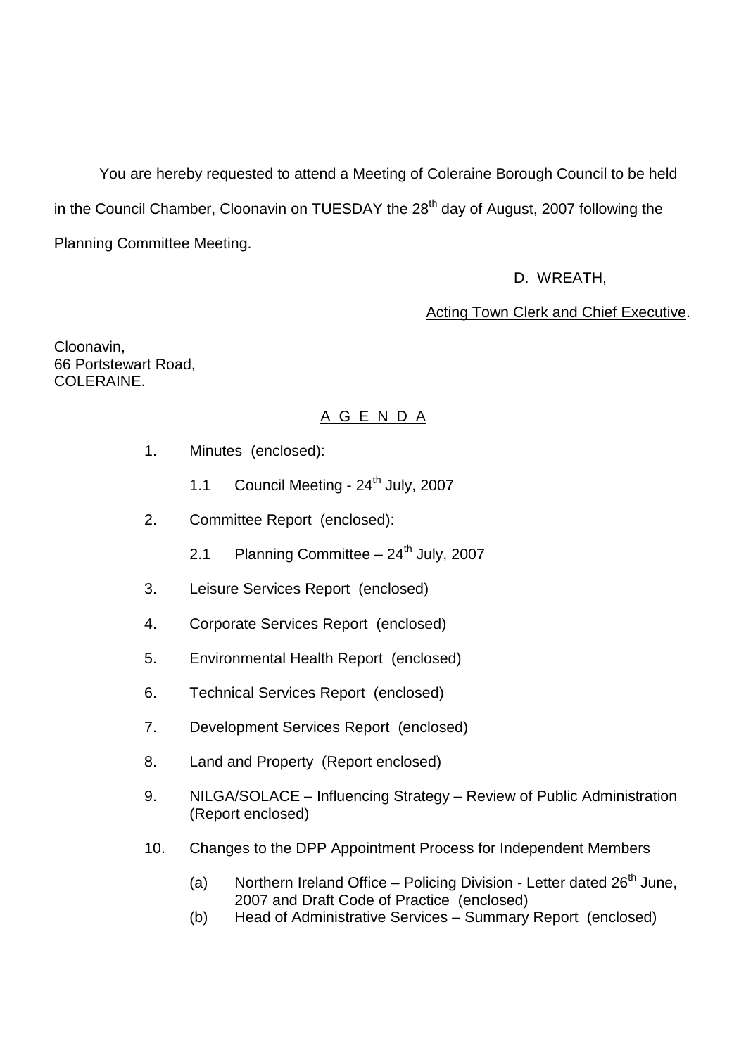You are hereby requested to attend a Meeting of Coleraine Borough Council to be held in the Council Chamber, Cloonavin on TUESDAY the 28th day of August, 2007 following the Planning Committee Meeting.

D. WREATH,

Acting Town Clerk and Chief Executive.

Cloonavin,
66 Portstewart Road,
COLERAINE.

## A G E N D A

1. Minutes (enclosed):
   1.1 Council Meeting - 24th July, 2007
2. Committee Report (enclosed):
   2.1 Planning Committee – 24th July, 2007
3. Leisure Services Report (enclosed)
4. Corporate Services Report (enclosed)
5. Environmental Health Report (enclosed)
6. Technical Services Report (enclosed)
7. Development Services Report (enclosed)
8. Land and Property (Report enclosed)
9. NILGA/SOLACE – Influencing Strategy – Review of Public Administration (Report enclosed)
10. Changes to the DPP Appointment Process for Independent Members
    (a) Northern Ireland Office – Policing Division - Letter dated 26th June, 2007 and Draft Code of Practice (enclosed)
    (b) Head of Administrative Services – Summary Report (enclosed)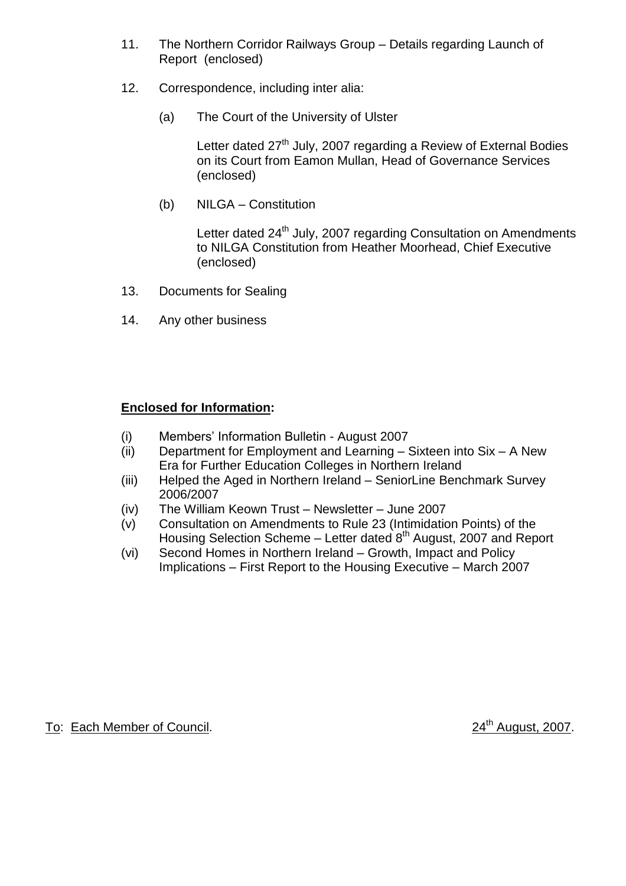11. The Northern Corridor Railways Group – Details regarding Launch of Report (enclosed)

12. Correspondence, including inter alia:

    (a) The Court of the University of Ulster

    Letter dated 27th July, 2007 regarding a Review of External Bodies on its Court from Eamon Mullan, Head of Governance Services (enclosed)

    (b) NILGA – Constitution

    Letter dated 24th July, 2007 regarding Consultation on Amendments to NILGA Constitution from Heather Moorhead, Chief Executive (enclosed)

13. Documents for Sealing

14. Any other business

**Enclosed for Information:**

(i) Members' Information Bulletin - August 2007
(ii) Department for Employment and Learning – Sixteen into Six – A New Era for Further Education Colleges in Northern Ireland
(iii) Helped the Aged in Northern Ireland – SeniorLine Benchmark Survey 2006/2007
(iv) The William Keown Trust – Newsletter – June 2007
(v) Consultation on Amendments to Rule 23 (Intimidation Points) of the Housing Selection Scheme – Letter dated 8th August, 2007 and Report
(vi) Second Homes in Northern Ireland – Growth, Impact and Policy Implications – First Report to the Housing Executive – March 2007

To: Each Member of Council. 24th August, 2007.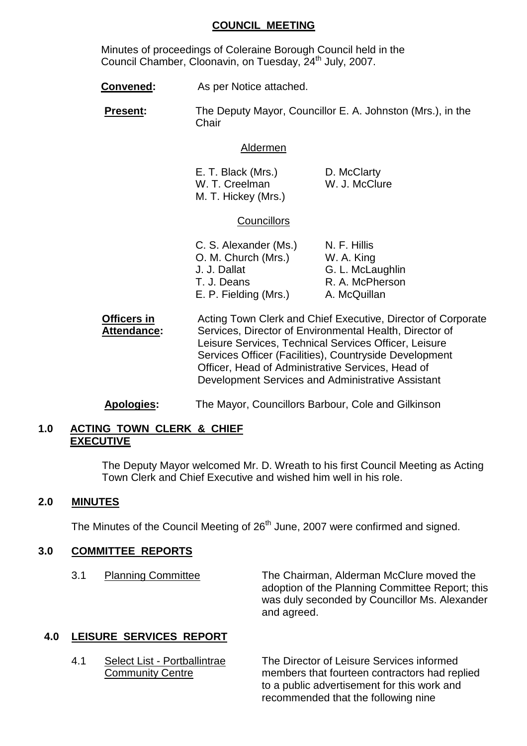## COUNCIL MEETING

Minutes of proceedings of Coleraine Borough Council held in the Council Chamber, Cloonavin, on Tuesday, 24th July, 2007.

**Convened:** As per Notice attached.

**Present:** The Deputy Mayor, Councillor E. A. Johnston (Mrs.), in the Chair

Aldermen

E. T. Black (Mrs.)
W. T. Creelman
M. T. Hickey (Mrs.)
D. McClarty
W. J. McClure

Councillors

C. S. Alexander (Ms.)
O. M. Church (Mrs.)
J. J. Dallat
T. J. Deans
E. P. Fielding (Mrs.)
N. F. Hillis
W. A. King
G. L. McLaughlin
R. A. McPherson
A. McQuillan

**Officers in Attendance:** Acting Town Clerk and Chief Executive, Director of Corporate Services, Director of Environmental Health, Director of Leisure Services, Technical Services Officer, Leisure Services Officer (Facilities), Countryside Development Officer, Head of Administrative Services, Head of Development Services and Administrative Assistant

**Apologies:** The Mayor, Councillors Barbour, Cole and Gilkinson

### 1.0 ACTING TOWN CLERK & CHIEF EXECUTIVE

The Deputy Mayor welcomed Mr. D. Wreath to his first Council Meeting as Acting Town Clerk and Chief Executive and wished him well in his role.

### 2.0 MINUTES

The Minutes of the Council Meeting of 26th June, 2007 were confirmed and signed.

### 3.0 COMMITTEE REPORTS

3.1 Planning Committee

The Chairman, Alderman McClure moved the adoption of the Planning Committee Report; this was duly seconded by Councillor Ms. Alexander and agreed.

### 4.0 LEISURE SERVICES REPORT

4.1 Select List - Portballintrae Community Centre

The Director of Leisure Services informed members that fourteen contractors had replied to a public advertisement for this work and recommended that the following nine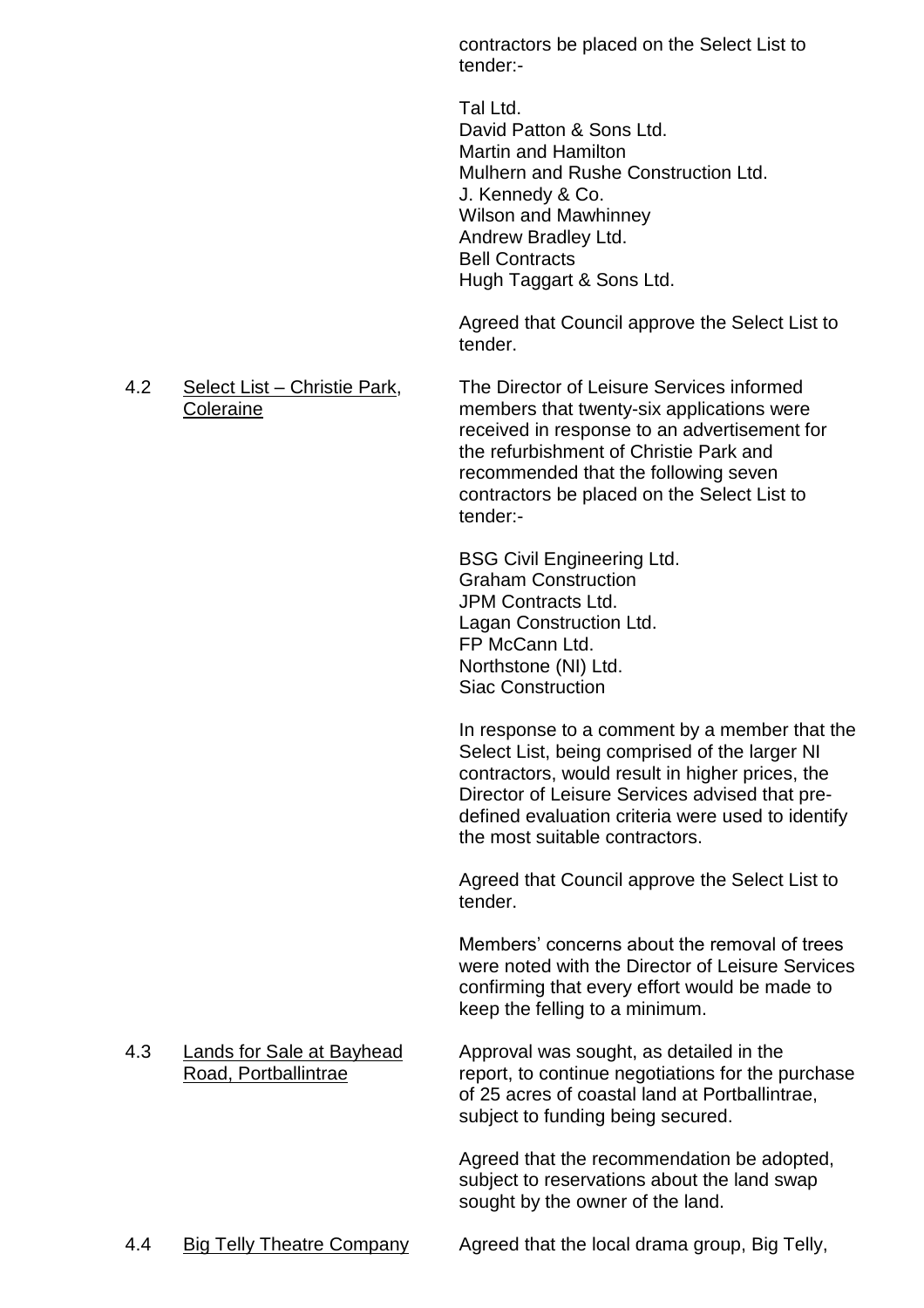contractors be placed on the Select List to tender:-

Tal Ltd.
David Patton & Sons Ltd.
Martin and Hamilton
Mulhern and Rushe Construction Ltd.
J. Kennedy & Co.
Wilson and Mawhinney
Andrew Bradley Ltd.
Bell Contracts
Hugh Taggart & Sons Ltd.

Agreed that Council approve the Select List to tender.

4.2 <u>Select List – Christie Park, Coleraine</u>

The Director of Leisure Services informed members that twenty-six applications were received in response to an advertisement for the refurbishment of Christie Park and recommended that the following seven contractors be placed on the Select List to tender:-

BSG Civil Engineering Ltd.
Graham Construction
JPM Contracts Ltd.
Lagan Construction Ltd.
FP McCann Ltd.
Northstone (NI) Ltd.
Siac Construction

In response to a comment by a member that the Select List, being comprised of the larger NI contractors, would result in higher prices, the Director of Leisure Services advised that pre-defined evaluation criteria were used to identify the most suitable contractors.

Agreed that Council approve the Select List to tender.

Members' concerns about the removal of trees were noted with the Director of Leisure Services confirming that every effort would be made to keep the felling to a minimum.

4.3 <u>Lands for Sale at Bayhead Road, Portballintrae</u>

Approval was sought, as detailed in the report, to continue negotiations for the purchase of 25 acres of coastal land at Portballintrae, subject to funding being secured.

Agreed that the recommendation be adopted, subject to reservations about the land swap sought by the owner of the land.

4.4 <u>Big Telly Theatre Company</u>

Agreed that the local drama group, Big Telly,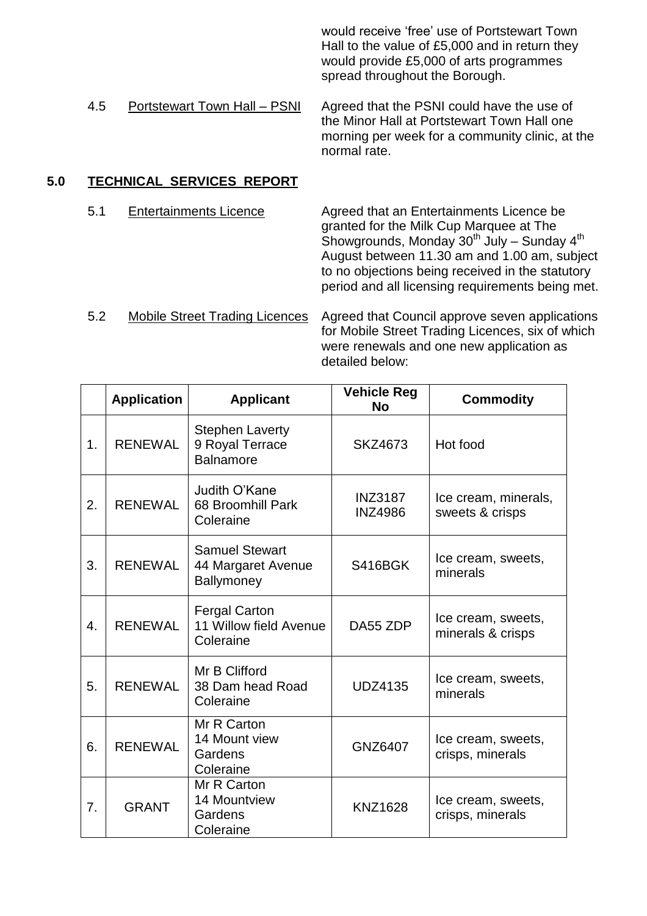would receive 'free' use of Portstewart Town Hall to the value of £5,000 and in return they would provide £5,000 of arts programmes spread throughout the Borough.

4.5 Portstewart Town Hall – PSNI

Agreed that the PSNI could have the use of the Minor Hall at Portstewart Town Hall one morning per week for a community clinic, at the normal rate.

## 5.0 TECHNICAL SERVICES REPORT

5.1 Entertainments Licence

Agreed that an Entertainments Licence be granted for the Milk Cup Marquee at The Showgrounds, Monday 30th July – Sunday 4th August between 11.30 am and 1.00 am, subject to no objections being received in the statutory period and all licensing requirements being met.

5.2 Mobile Street Trading Licences

Agreed that Council approve seven applications for Mobile Street Trading Licences, six of which were renewals and one new application as detailed below:

| | Application | Applicant | Vehicle Reg No | Commodity |
|---|---|---|---|---|
| 1. | RENEWAL | Stephen Laverty 9 Royal Terrace Balnamore | SKZ4673 | Hot food |
| 2. | RENEWAL | Judith O'Kane 68 Broomhill Park Coleraine | INZ3187 INZ4986 | Ice cream, minerals, sweets & crisps |
| 3. | RENEWAL | Samuel Stewart 44 Margaret Avenue Ballymoney | S416BGK | Ice cream, sweets, minerals |
| 4. | RENEWAL | Fergal Carton 11 Willow field Avenue Coleraine | DA55 ZDP | Ice cream, sweets, minerals & crisps |
| 5. | RENEWAL | Mr B Clifford 38 Dam head Road Coleraine | UDZ4135 | Ice cream, sweets, minerals |
| 6. | RENEWAL | Mr R Carton 14 Mount view Gardens Coleraine | GNZ6407 | Ice cream, sweets, crisps, minerals |
| 7. | GRANT | Mr R Carton 14 Mountview Gardens Coleraine | KNZ1628 | Ice cream, sweets, crisps, minerals |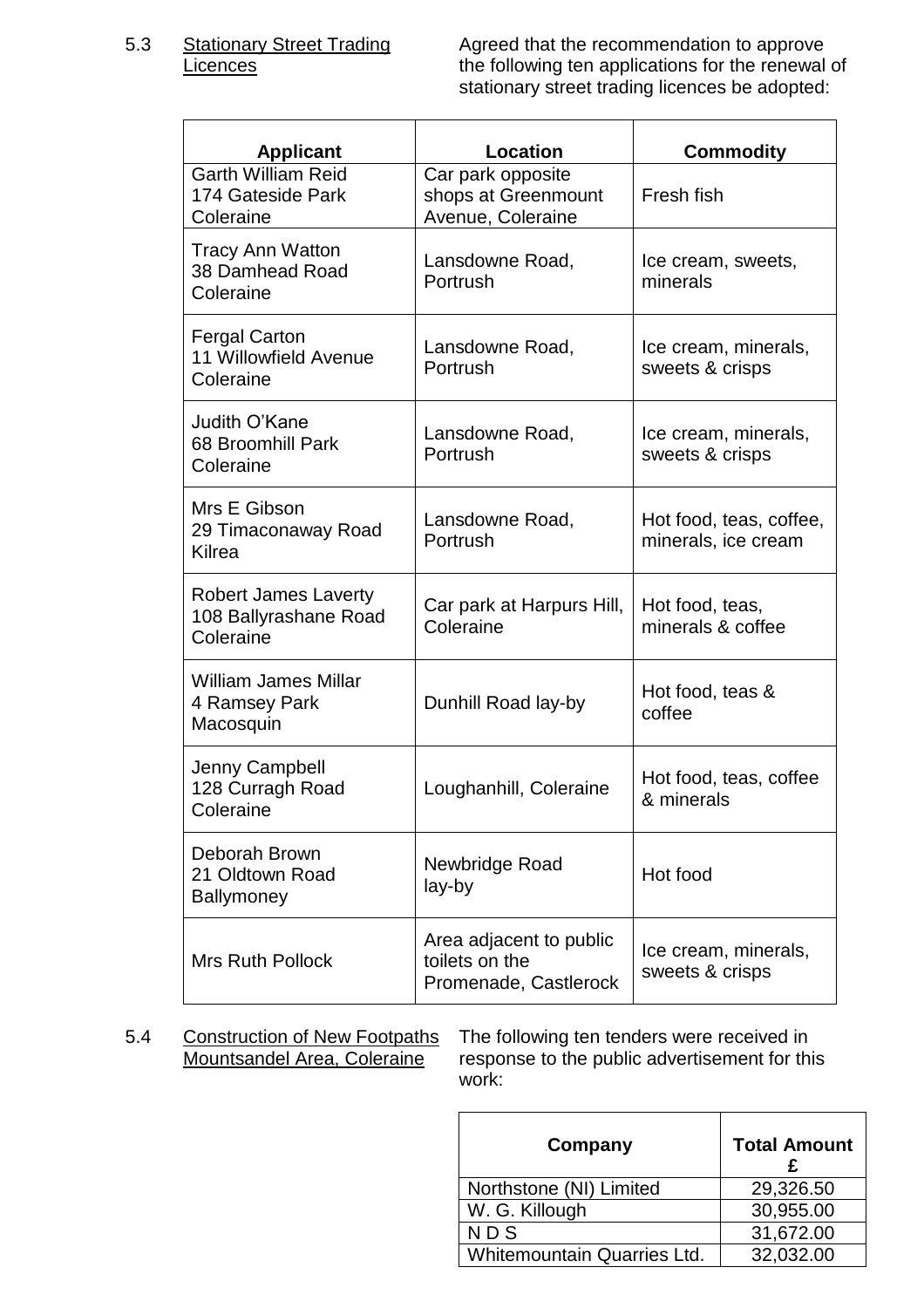5.3 Stationary Street Trading Licences

Agreed that the recommendation to approve the following ten applications for the renewal of stationary street trading licences be adopted:

| Applicant | Location | Commodity |
|---|---|---|
| Garth William Reid<br>174 Gateside Park<br>Coleraine | Car park opposite shops at Greenmount Avenue, Coleraine | Fresh fish |
| Tracy Ann Watton<br>38 Damhead Road<br>Coleraine | Lansdowne Road, Portrush | Ice cream, sweets, minerals |
| Fergal Carton<br>11 Willowfield Avenue<br>Coleraine | Lansdowne Road, Portrush | Ice cream, minerals, sweets & crisps |
| Judith O'Kane<br>68 Broomhill Park<br>Coleraine | Lansdowne Road, Portrush | Ice cream, minerals, sweets & crisps |
| Mrs E Gibson<br>29 Timaconaway Road<br>Kilrea | Lansdowne Road, Portrush | Hot food, teas, coffee, minerals, ice cream |
| Robert James Laverty<br>108 Ballyrashane Road<br>Coleraine | Car park at Harpurs Hill, Coleraine | Hot food, teas, minerals & coffee |
| William James Millar<br>4 Ramsey Park<br>Macosquin | Dunhill Road lay-by | Hot food, teas & coffee |
| Jenny Campbell<br>128 Curragh Road<br>Coleraine | Loughanhill, Coleraine | Hot food, teas, coffee & minerals |
| Deborah Brown<br>21 Oldtown Road<br>Ballymoney | Newbridge Road lay-by | Hot food |
| Mrs Ruth Pollock | Area adjacent to public toilets on the Promenade, Castlerock | Ice cream, minerals, sweets & crisps |

5.4 Construction of New Footpaths Mountsandel Area, Coleraine

The following ten tenders were received in response to the public advertisement for this work:

| Company | Total Amount £ |
|---|---|
| Northstone (NI) Limited | 29,326.50 |
| W. G. Killough | 30,955.00 |
| N D S | 31,672.00 |
| Whitemountain Quarries Ltd. | 32,032.00 |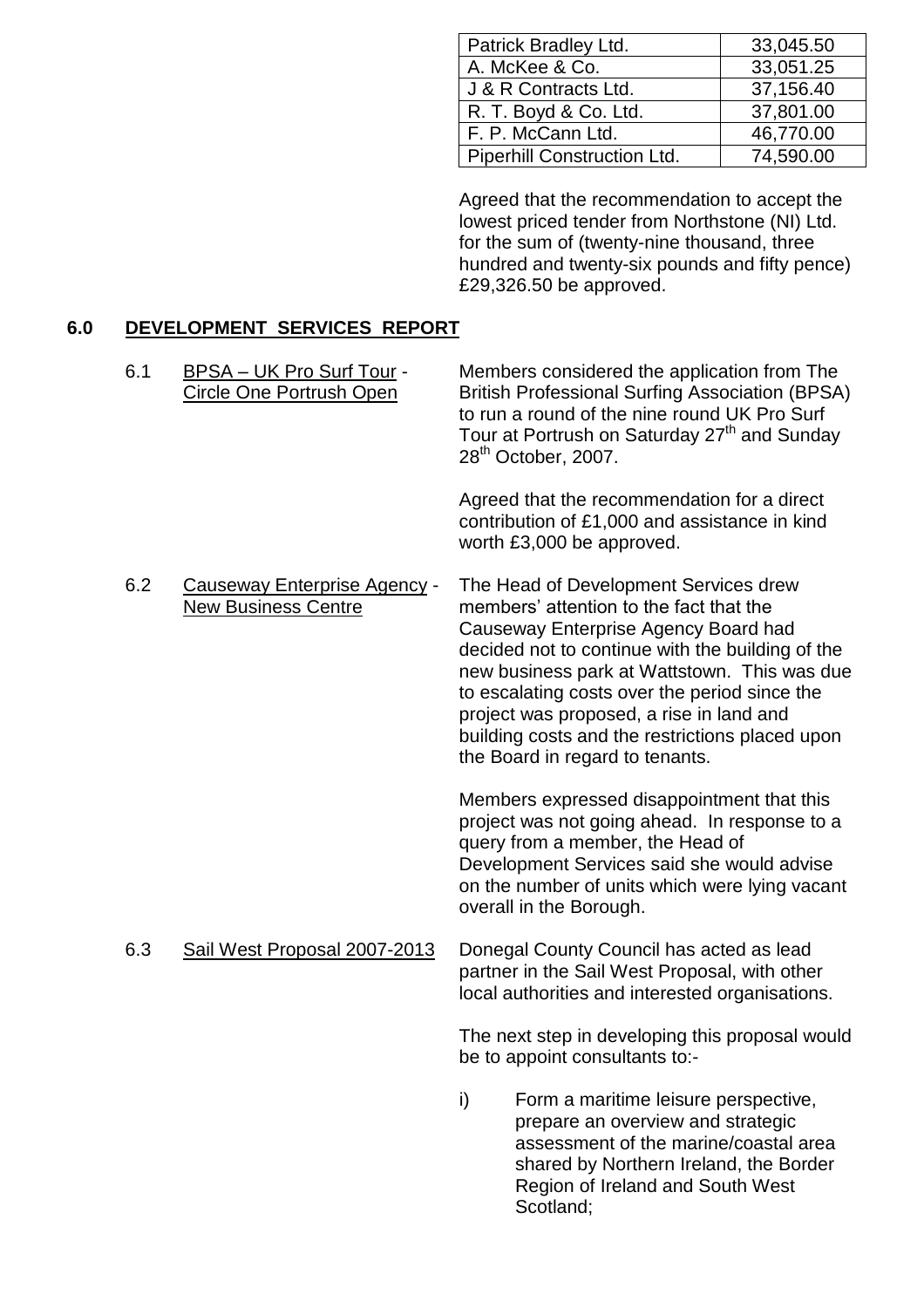| Patrick Bradley Ltd. | 33,045.50 |
|---|---|
| A. McKee & Co. | 33,051.25 |
| J & R Contracts Ltd. | 37,156.40 |
| R. T. Boyd & Co. Ltd. | 37,801.00 |
| F. P. McCann Ltd. | 46,770.00 |
| Piperhill Construction Ltd. | 74,590.00 |

Agreed that the recommendation to accept the lowest priced tender from Northstone (NI) Ltd. for the sum of (twenty-nine thousand, three hundred and twenty-six pounds and fifty pence) £29,326.50 be approved.

## 6.0 DEVELOPMENT SERVICES REPORT

6.1 BPSA – UK Pro Surf Tour - Circle One Portrush Open

Members considered the application from The British Professional Surfing Association (BPSA) to run a round of the nine round UK Pro Surf Tour at Portrush on Saturday 27th and Sunday 28th October, 2007.

Agreed that the recommendation for a direct contribution of £1,000 and assistance in kind worth £3,000 be approved.

6.2 Causeway Enterprise Agency - New Business Centre

The Head of Development Services drew members' attention to the fact that the Causeway Enterprise Agency Board had decided not to continue with the building of the new business park at Wattstown. This was due to escalating costs over the period since the project was proposed, a rise in land and building costs and the restrictions placed upon the Board in regard to tenants.

Members expressed disappointment that this project was not going ahead. In response to a query from a member, the Head of Development Services said she would advise on the number of units which were lying vacant overall in the Borough.

6.3 Sail West Proposal 2007-2013

Donegal County Council has acted as lead partner in the Sail West Proposal, with other local authorities and interested organisations.

The next step in developing this proposal would be to appoint consultants to:-

i) Form a maritime leisure perspective, prepare an overview and strategic assessment of the marine/coastal area shared by Northern Ireland, the Border Region of Ireland and South West Scotland;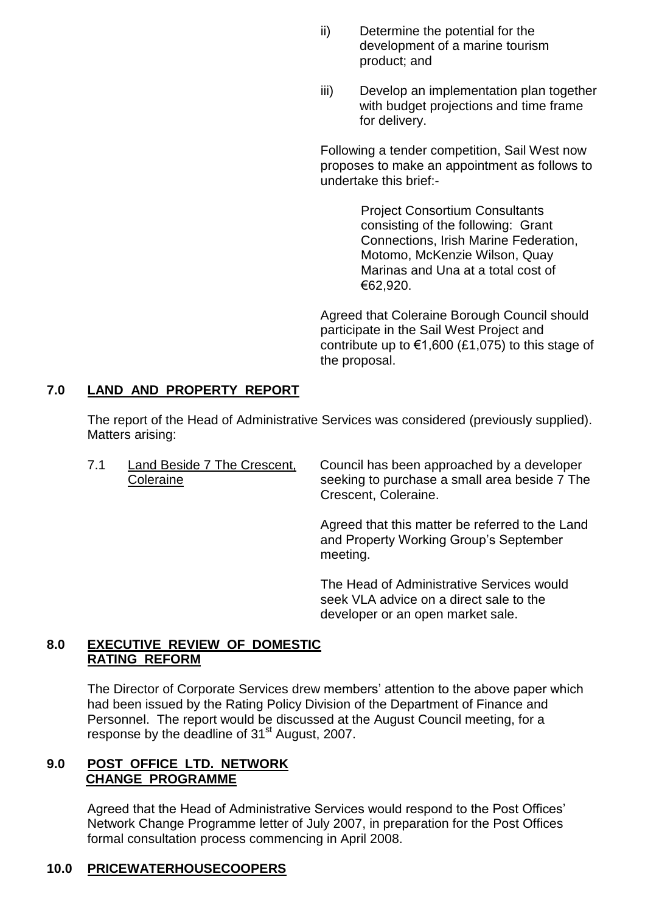ii) Determine the potential for the development of a marine tourism product; and

iii) Develop an implementation plan together with budget projections and time frame for delivery.

Following a tender competition, Sail West now proposes to make an appointment as follows to undertake this brief:-

> Project Consortium Consultants consisting of the following: Grant Connections, Irish Marine Federation, Motomo, McKenzie Wilson, Quay Marinas and Una at a total cost of €62,920.

Agreed that Coleraine Borough Council should participate in the Sail West Project and contribute up to €1,600 (£1,075) to this stage of the proposal.

## 7.0 LAND AND PROPERTY REPORT

The report of the Head of Administrative Services was considered (previously supplied). Matters arising:

7.1 Land Beside 7 The Crescent, Coleraine

Council has been approached by a developer seeking to purchase a small area beside 7 The Crescent, Coleraine.

Agreed that this matter be referred to the Land and Property Working Group's September meeting.

The Head of Administrative Services would seek VLA advice on a direct sale to the developer or an open market sale.

## 8.0 EXECUTIVE REVIEW OF DOMESTIC RATING REFORM

The Director of Corporate Services drew members' attention to the above paper which had been issued by the Rating Policy Division of the Department of Finance and Personnel. The report would be discussed at the August Council meeting, for a response by the deadline of 31st August, 2007.

## 9.0 POST OFFICE LTD. NETWORK CHANGE PROGRAMME

Agreed that the Head of Administrative Services would respond to the Post Offices' Network Change Programme letter of July 2007, in preparation for the Post Offices formal consultation process commencing in April 2008.

## 10.0 PRICEWATERHOUSECOOPERS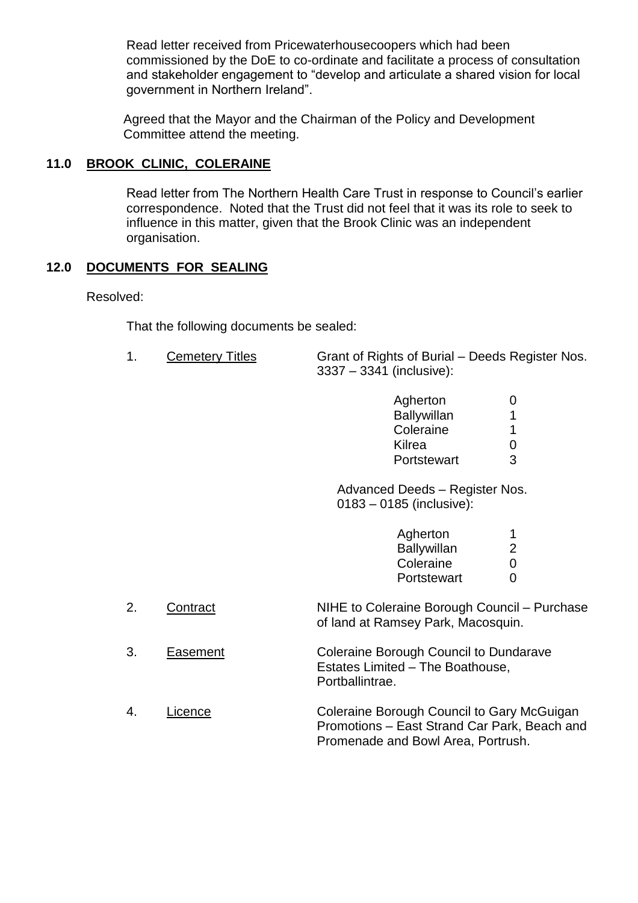Read letter received from Pricewaterhousecoopers which had been commissioned by the DoE to co-ordinate and facilitate a process of consultation and stakeholder engagement to "develop and articulate a shared vision for local government in Northern Ireland".

Agreed that the Mayor and the Chairman of the Policy and Development Committee attend the meeting.

## 11.0 BROOK CLINIC, COLERAINE

Read letter from The Northern Health Care Trust in response to Council's earlier correspondence. Noted that the Trust did not feel that it was its role to seek to influence in this matter, given that the Brook Clinic was an independent organisation.

## 12.0 DOCUMENTS FOR SEALING

Resolved:

That the following documents be sealed:

1. Cemetery Titles — Grant of Rights of Burial – Deeds Register Nos. 3337 – 3341 (inclusive):

| | |
|---|---|
| Agherton | 0 |
| Ballywillan | 1 |
| Coleraine | 1 |
| Kilrea | 0 |
| Portstewart | 3 |

Advanced Deeds – Register Nos. 0183 – 0185 (inclusive):

| | |
|---|---|
| Agherton | 1 |
| Ballywillan | 2 |
| Coleraine | 0 |
| Portstewart | 0 |

2. Contract — NIHE to Coleraine Borough Council – Purchase of land at Ramsey Park, Macosquin.

3. Easement — Coleraine Borough Council to Dundarave Estates Limited – The Boathouse, Portballintrae.

4. Licence — Coleraine Borough Council to Gary McGuigan Promotions – East Strand Car Park, Beach and Promenade and Bowl Area, Portrush.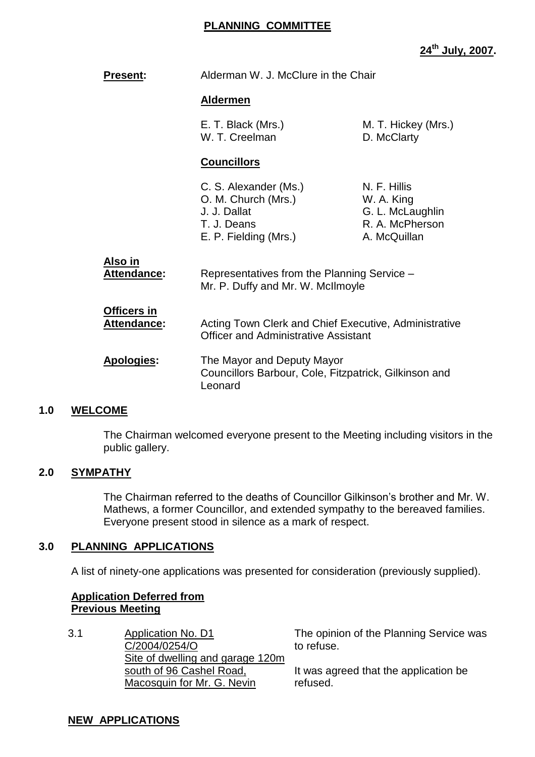# PLANNING COMMITTEE

**24th July, 2007.**

**Present:** Alderman W. J. McClure in the Chair

**Aldermen**

E. T. Black (Mrs.)
M. T. Hickey (Mrs.)
W. T. Creelman
D. McClarty

**Councillors**

C. S. Alexander (Ms.)
N. F. Hillis
O. M. Church (Mrs.)
W. A. King
J. J. Dallat
G. L. McLaughlin
T. J. Deans
R. A. McPherson
E. P. Fielding (Mrs.)
A. McQuillan

**Also in Attendance:** Representatives from the Planning Service – Mr. P. Duffy and Mr. W. McIlmoyle

**Officers in Attendance:** Acting Town Clerk and Chief Executive, Administrative Officer and Administrative Assistant

**Apologies:** The Mayor and Deputy Mayor
Councillors Barbour, Cole, Fitzpatrick, Gilkinson and Leonard

## 1.0 WELCOME

The Chairman welcomed everyone present to the Meeting including visitors in the public gallery.

## 2.0 SYMPATHY

The Chairman referred to the deaths of Councillor Gilkinson's brother and Mr. W. Mathews, a former Councillor, and extended sympathy to the bereaved families. Everyone present stood in silence as a mark of respect.

## 3.0 PLANNING APPLICATIONS

A list of ninety-one applications was presented for consideration (previously supplied).

**Application Deferred from Previous Meeting**

3.1 Application No. D1
C/2004/0254/O
Site of dwelling and garage 120m south of 96 Cashel Road, Macosquin for Mr. G. Nevin

The opinion of the Planning Service was to refuse.

It was agreed that the application be refused.

**NEW APPLICATIONS**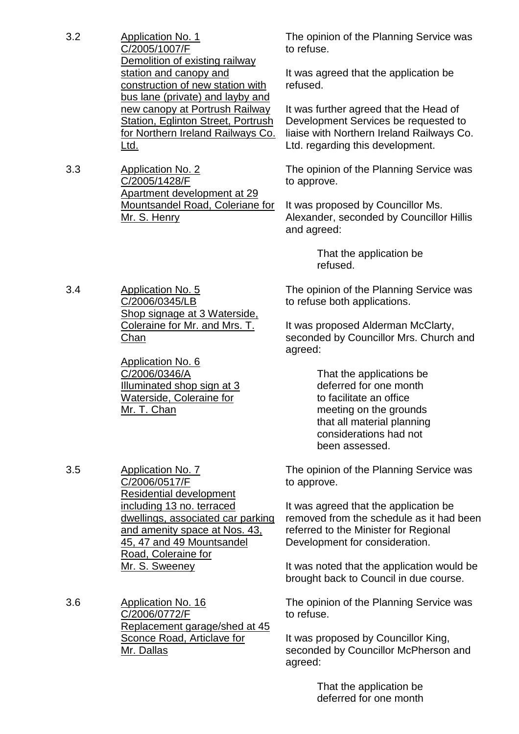3.2 **Application No. 1**
C/2005/1007/F
Demolition of existing railway station and canopy and construction of new station with bus lane (private) and layby and new canopy at Portrush Railway Station, Eglinton Street, Portrush for Northern Ireland Railways Co. Ltd.

The opinion of the Planning Service was to refuse.

It was agreed that the application be refused.

It was further agreed that the Head of Development Services be requested to liaise with Northern Ireland Railways Co. Ltd. regarding this development.

3.3 **Application No. 2**
C/2005/1428/F
Apartment development at 29 Mountsandel Road, Coleriane for Mr. S. Henry

The opinion of the Planning Service was to approve.

It was proposed by Councillor Ms. Alexander, seconded by Councillor Hillis and agreed:

> That the application be refused.

3.4 **Application No. 5**
C/2006/0345/LB
Shop signage at 3 Waterside, Coleraine for Mr. and Mrs. T. Chan

**Application No. 6**
C/2006/0346/A
Illuminated shop sign at 3 Waterside, Coleraine for Mr. T. Chan

The opinion of the Planning Service was to refuse both applications.

It was proposed Alderman McClarty, seconded by Councillor Mrs. Church and agreed:

> That the applications be deferred for one month to facilitate an office meeting on the grounds that all material planning considerations had not been assessed.

3.5 **Application No. 7**
C/2006/0517/F
Residential development including 13 no. terraced dwellings, associated car parking and amenity space at Nos. 43, 45, 47 and 49 Mountsandel Road, Coleraine for Mr. S. Sweeney

The opinion of the Planning Service was to approve.

It was agreed that the application be removed from the schedule as it had been referred to the Minister for Regional Development for consideration.

It was noted that the application would be brought back to Council in due course.

3.6 **Application No. 16**
C/2006/0772/F
Replacement garage/shed at 45 Sconce Road, Articlave for Mr. Dallas

The opinion of the Planning Service was to refuse.

It was proposed by Councillor King, seconded by Councillor McPherson and agreed:

> That the application be deferred for one month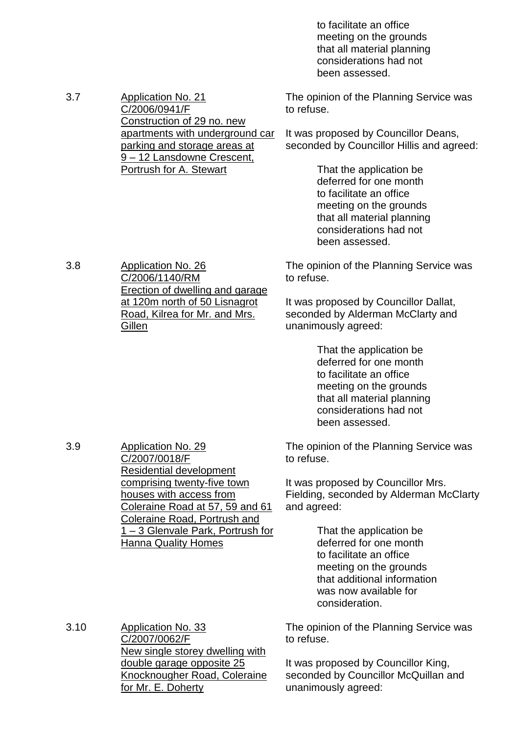to facilitate an office meeting on the grounds that all material planning considerations had not been assessed.

3.7 Application No. 21 C/2006/0941/F Construction of 29 no. new apartments with underground car parking and storage areas at 9 – 12 Lansdowne Crescent, Portrush for A. Stewart

The opinion of the Planning Service was to refuse.

It was proposed by Councillor Deans, seconded by Councillor Hillis and agreed:

> That the application be deferred for one month to facilitate an office meeting on the grounds that all material planning considerations had not been assessed.

3.8 Application No. 26 C/2006/1140/RM Erection of dwelling and garage at 120m north of 50 Lisnagrot Road, Kilrea for Mr. and Mrs. Gillen

The opinion of the Planning Service was to refuse.

It was proposed by Councillor Dallat, seconded by Alderman McClarty and unanimously agreed:

> That the application be deferred for one month to facilitate an office meeting on the grounds that all material planning considerations had not been assessed.

3.9 Application No. 29 C/2007/0018/F Residential development comprising twenty-five town houses with access from Coleraine Road at 57, 59 and 61 Coleraine Road, Portrush and 1 – 3 Glenvale Park, Portrush for Hanna Quality Homes

The opinion of the Planning Service was to refuse.

It was proposed by Councillor Mrs. Fielding, seconded by Alderman McClarty and agreed:

> That the application be deferred for one month to facilitate an office meeting on the grounds that additional information was now available for consideration.

3.10 Application No. 33 C/2007/0062/F New single storey dwelling with double garage opposite 25 Knocknougher Road, Coleraine for Mr. E. Doherty

The opinion of the Planning Service was to refuse.

It was proposed by Councillor King, seconded by Councillor McQuillan and unanimously agreed: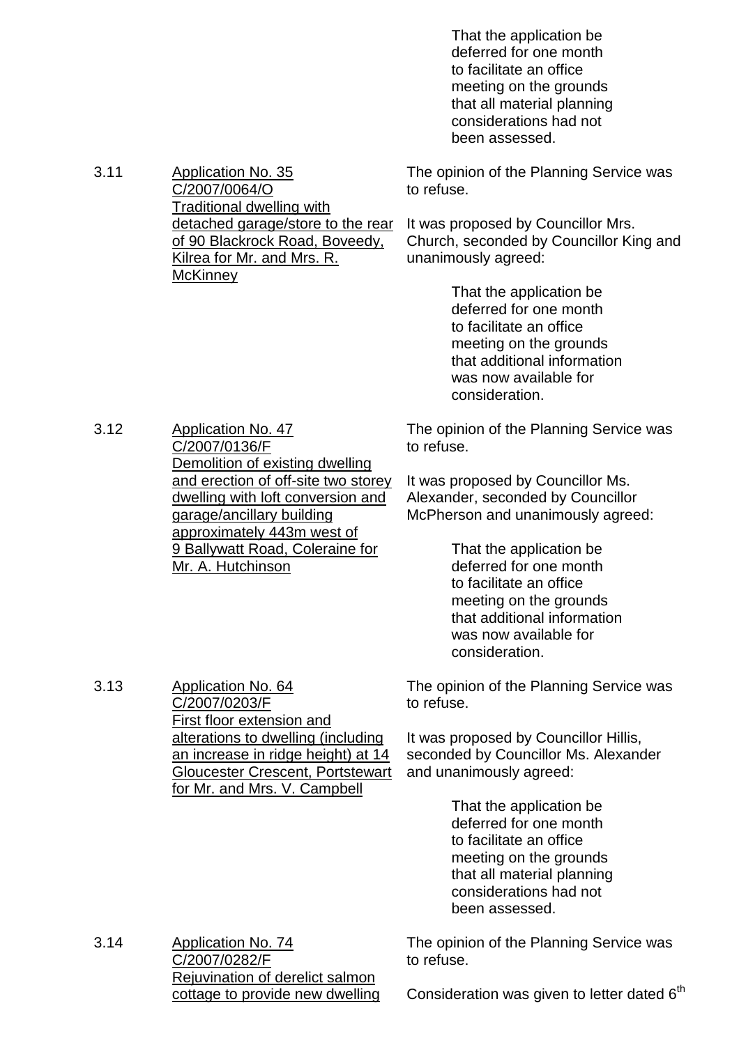> That the application be deferred for one month to facilitate an office meeting on the grounds that all material planning considerations had not been assessed.

3.11 **Application No. 35**
**C/2007/0064/O**
**Traditional dwelling with detached garage/store to the rear of 90 Blackrock Road, Boveedy, Kilrea for Mr. and Mrs. R. McKinney**

The opinion of the Planning Service was to refuse.

It was proposed by Councillor Mrs. Church, seconded by Councillor King and unanimously agreed:

> That the application be deferred for one month to facilitate an office meeting on the grounds that additional information was now available for consideration.

3.12 **Application No. 47**
**C/2007/0136/F**
**Demolition of existing dwelling and erection of off-site two storey dwelling with loft conversion and garage/ancillary building approximately 443m west of 9 Ballywatt Road, Coleraine for Mr. A. Hutchinson**

The opinion of the Planning Service was to refuse.

It was proposed by Councillor Ms. Alexander, seconded by Councillor McPherson and unanimously agreed:

> That the application be deferred for one month to facilitate an office meeting on the grounds that additional information was now available for consideration.

3.13 **Application No. 64**
**C/2007/0203/F**
**First floor extension and alterations to dwelling (including an increase in ridge height) at 14 Gloucester Crescent, Portstewart for Mr. and Mrs. V. Campbell**

The opinion of the Planning Service was to refuse.

It was proposed by Councillor Hillis, seconded by Councillor Ms. Alexander and unanimously agreed:

> That the application be deferred for one month to facilitate an office meeting on the grounds that all material planning considerations had not been assessed.

3.14 **Application No. 74**
**C/2007/0282/F**
**Rejuvination of derelict salmon cottage to provide new dwelling**

The opinion of the Planning Service was to refuse.

Consideration was given to letter dated 6th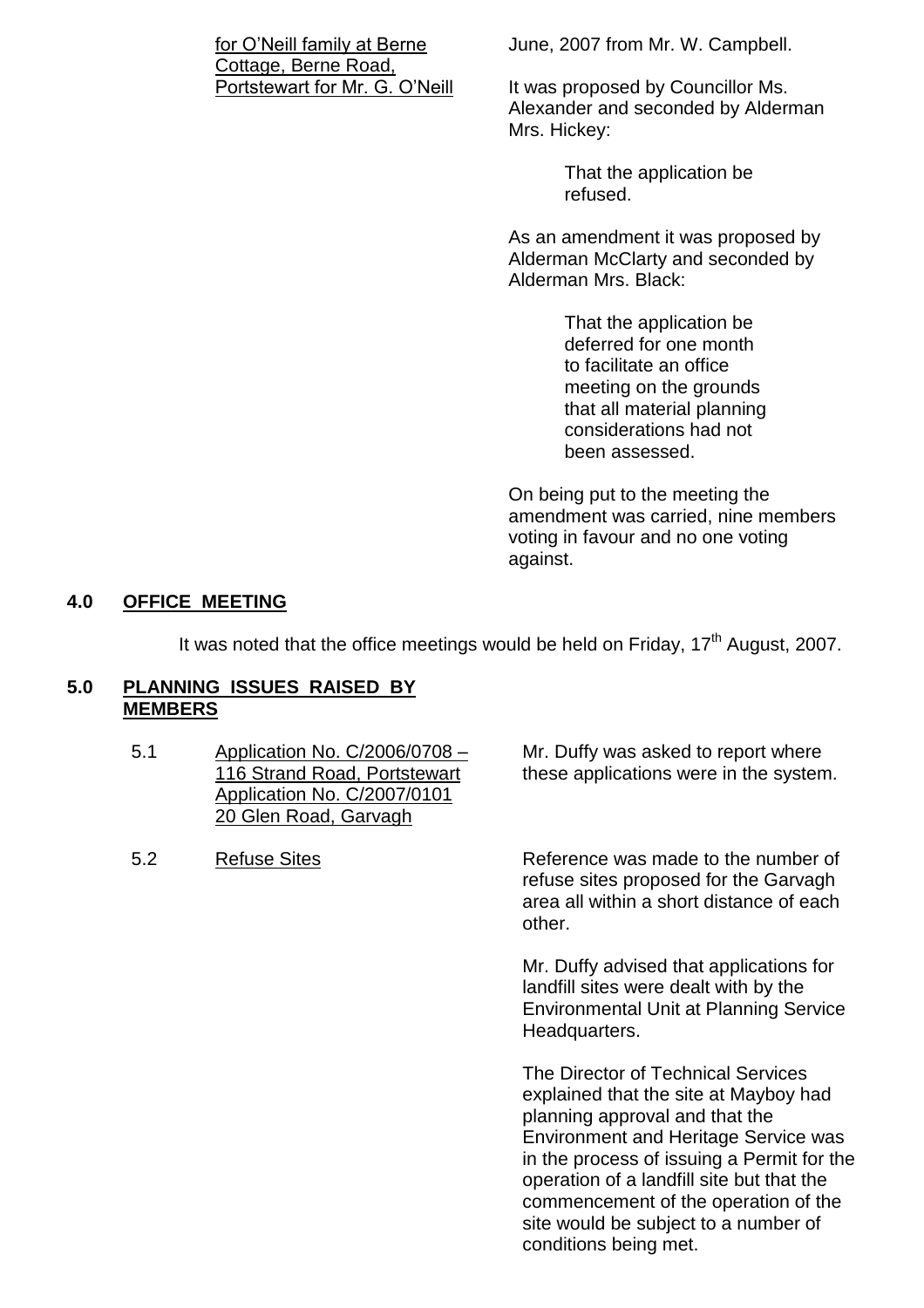for O'Neill family at Berne Cottage, Berne Road, Portstewart for Mr. G. O'Neill

June, 2007 from Mr. W. Campbell.

It was proposed by Councillor Ms. Alexander and seconded by Alderman Mrs. Hickey:

> That the application be refused.

As an amendment it was proposed by Alderman McClarty and seconded by Alderman Mrs. Black:

> That the application be deferred for one month to facilitate an office meeting on the grounds that all material planning considerations had not been assessed.

On being put to the meeting the amendment was carried, nine members voting in favour and no one voting against.

## 4.0 OFFICE MEETING

It was noted that the office meetings would be held on Friday, 17th August, 2007.

## 5.0 PLANNING ISSUES RAISED BY MEMBERS

5.1 Application No. C/2006/0708 – 116 Strand Road, Portstewart
Application No. C/2007/0101 20 Glen Road, Garvagh

Mr. Duffy was asked to report where these applications were in the system.

5.2 Refuse Sites

Reference was made to the number of refuse sites proposed for the Garvagh area all within a short distance of each other.

Mr. Duffy advised that applications for landfill sites were dealt with by the Environmental Unit at Planning Service Headquarters.

The Director of Technical Services explained that the site at Mayboy had planning approval and that the Environment and Heritage Service was in the process of issuing a Permit for the operation of a landfill site but that the commencement of the operation of the site would be subject to a number of conditions being met.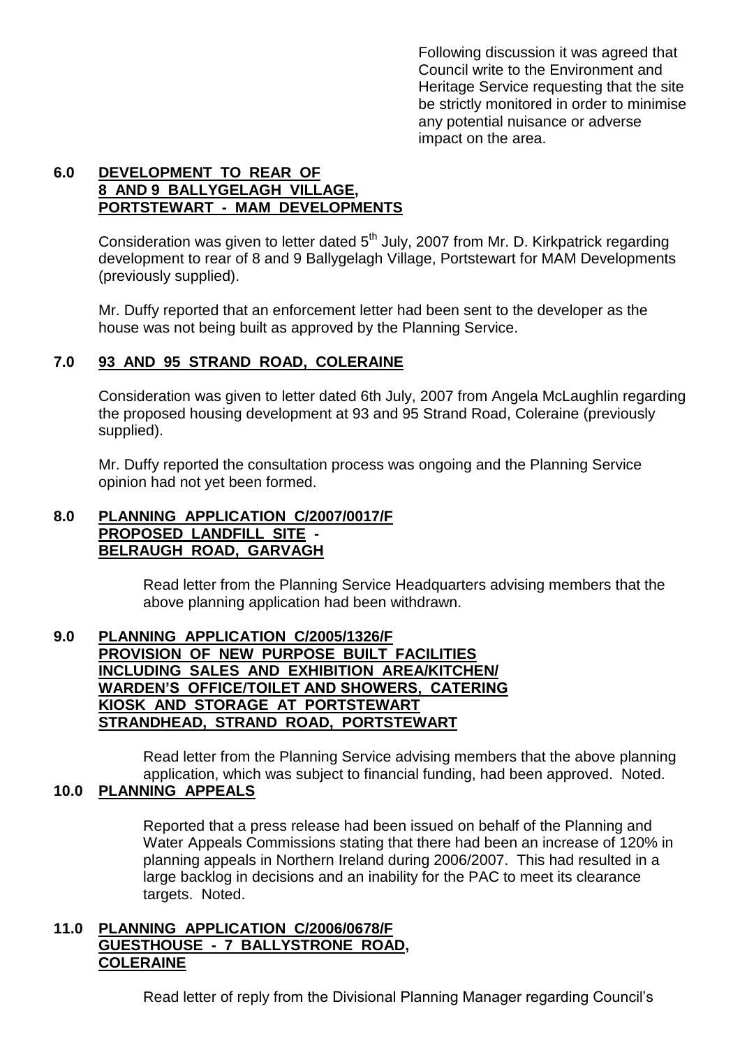Following discussion it was agreed that Council write to the Environment and Heritage Service requesting that the site be strictly monitored in order to minimise any potential nuisance or adverse impact on the area.

## 6.0 DEVELOPMENT TO REAR OF 8 AND 9 BALLYGELAGH VILLAGE, PORTSTEWART - MAM DEVELOPMENTS

Consideration was given to letter dated 5th July, 2007 from Mr. D. Kirkpatrick regarding development to rear of 8 and 9 Ballygelagh Village, Portstewart for MAM Developments (previously supplied).

Mr. Duffy reported that an enforcement letter had been sent to the developer as the house was not being built as approved by the Planning Service.

## 7.0 93 AND 95 STRAND ROAD, COLERAINE

Consideration was given to letter dated 6th July, 2007 from Angela McLaughlin regarding the proposed housing development at 93 and 95 Strand Road, Coleraine (previously supplied).

Mr. Duffy reported the consultation process was ongoing and the Planning Service opinion had not yet been formed.

## 8.0 PLANNING APPLICATION C/2007/0017/F PROPOSED LANDFILL SITE - BELRAUGH ROAD, GARVAGH

Read letter from the Planning Service Headquarters advising members that the above planning application had been withdrawn.

## 9.0 PLANNING APPLICATION C/2005/1326/F PROVISION OF NEW PURPOSE BUILT FACILITIES INCLUDING SALES AND EXHIBITION AREA/KITCHEN/ WARDEN'S OFFICE/TOILET AND SHOWERS, CATERING KIOSK AND STORAGE AT PORTSTEWART STRANDHEAD, STRAND ROAD, PORTSTEWART

Read letter from the Planning Service advising members that the above planning application, which was subject to financial funding, had been approved. Noted.

## 10.0 PLANNING APPEALS

Reported that a press release had been issued on behalf of the Planning and Water Appeals Commissions stating that there had been an increase of 120% in planning appeals in Northern Ireland during 2006/2007. This had resulted in a large backlog in decisions and an inability for the PAC to meet its clearance targets. Noted.

## 11.0 PLANNING APPLICATION C/2006/0678/F GUESTHOUSE - 7 BALLYSTRONE ROAD, COLERAINE

Read letter of reply from the Divisional Planning Manager regarding Council's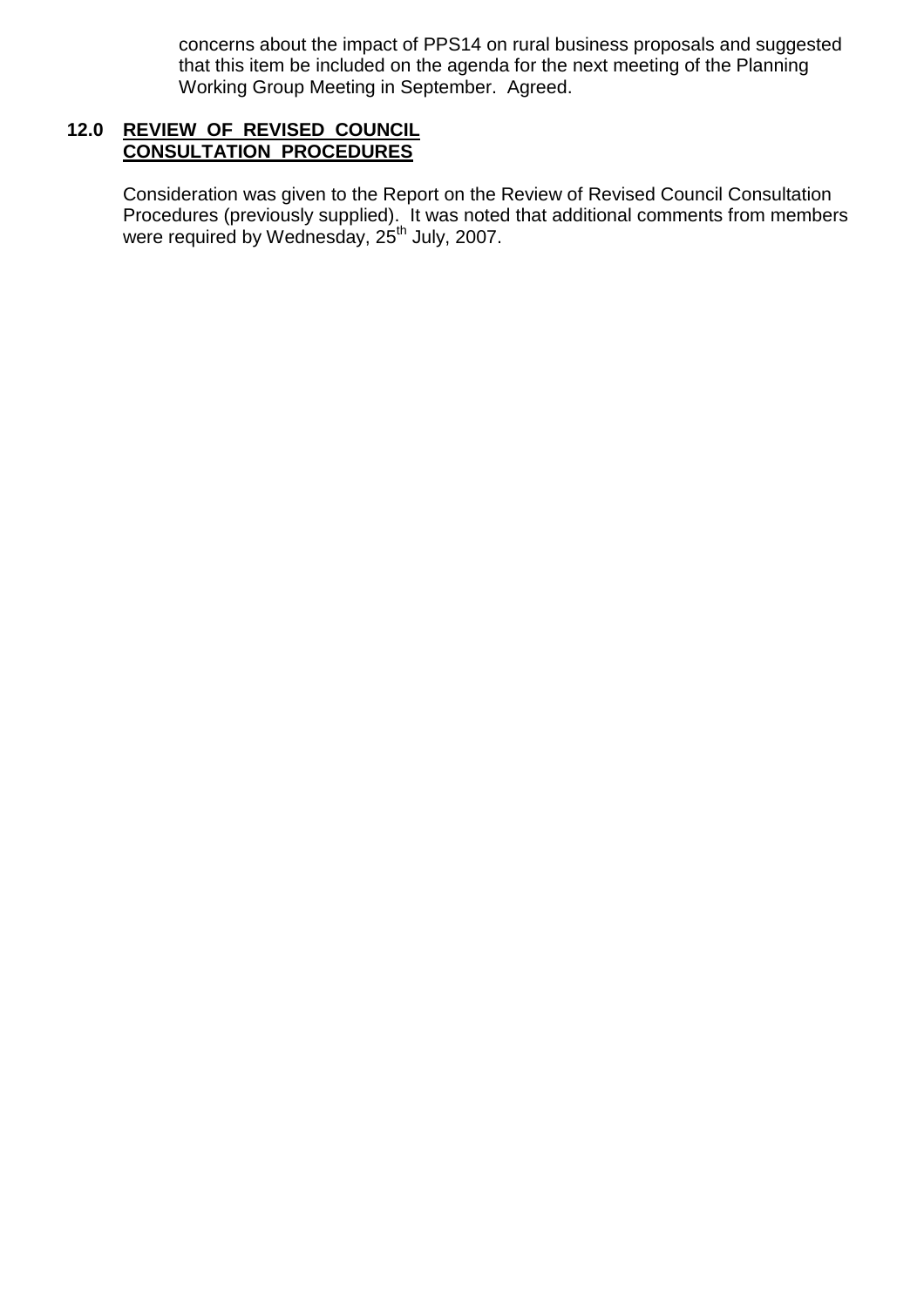concerns about the impact of PPS14 on rural business proposals and suggested that this item be included on the agenda for the next meeting of the Planning Working Group Meeting in September. Agreed.

## 12.0 REVIEW OF REVISED COUNCIL CONSULTATION PROCEDURES

Consideration was given to the Report on the Review of Revised Council Consultation Procedures (previously supplied). It was noted that additional comments from members were required by Wednesday, 25th July, 2007.